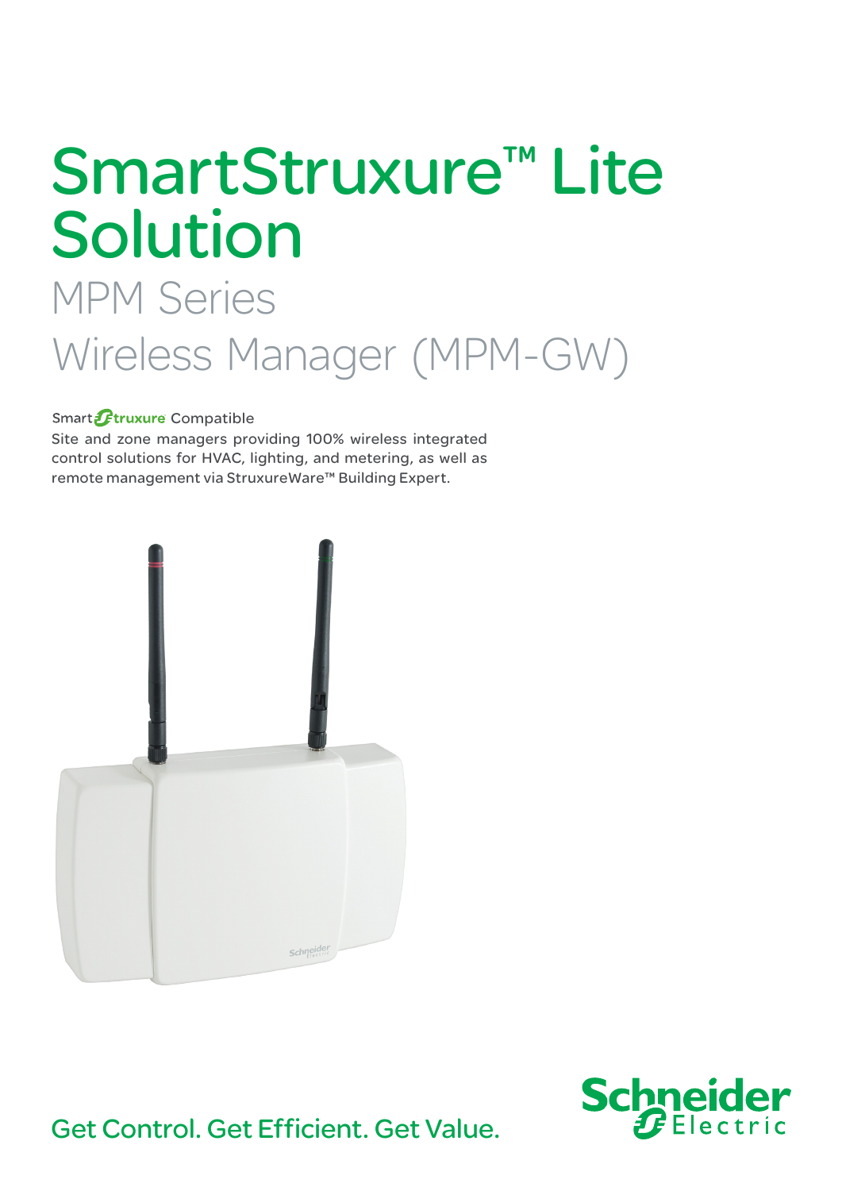# SmartStruxure™ Lite Solution

## MPM Series

## Wireless Manager (MPM-GW)

SmartStruxure Compatible

Site and zone managers providing 100% wireless integrated control solutions for HVAC, lighting, and metering, as well as remote management via StruxureWare™ Building Expert.

Get Control. Get Efficient. Get Value.

Schneider Electric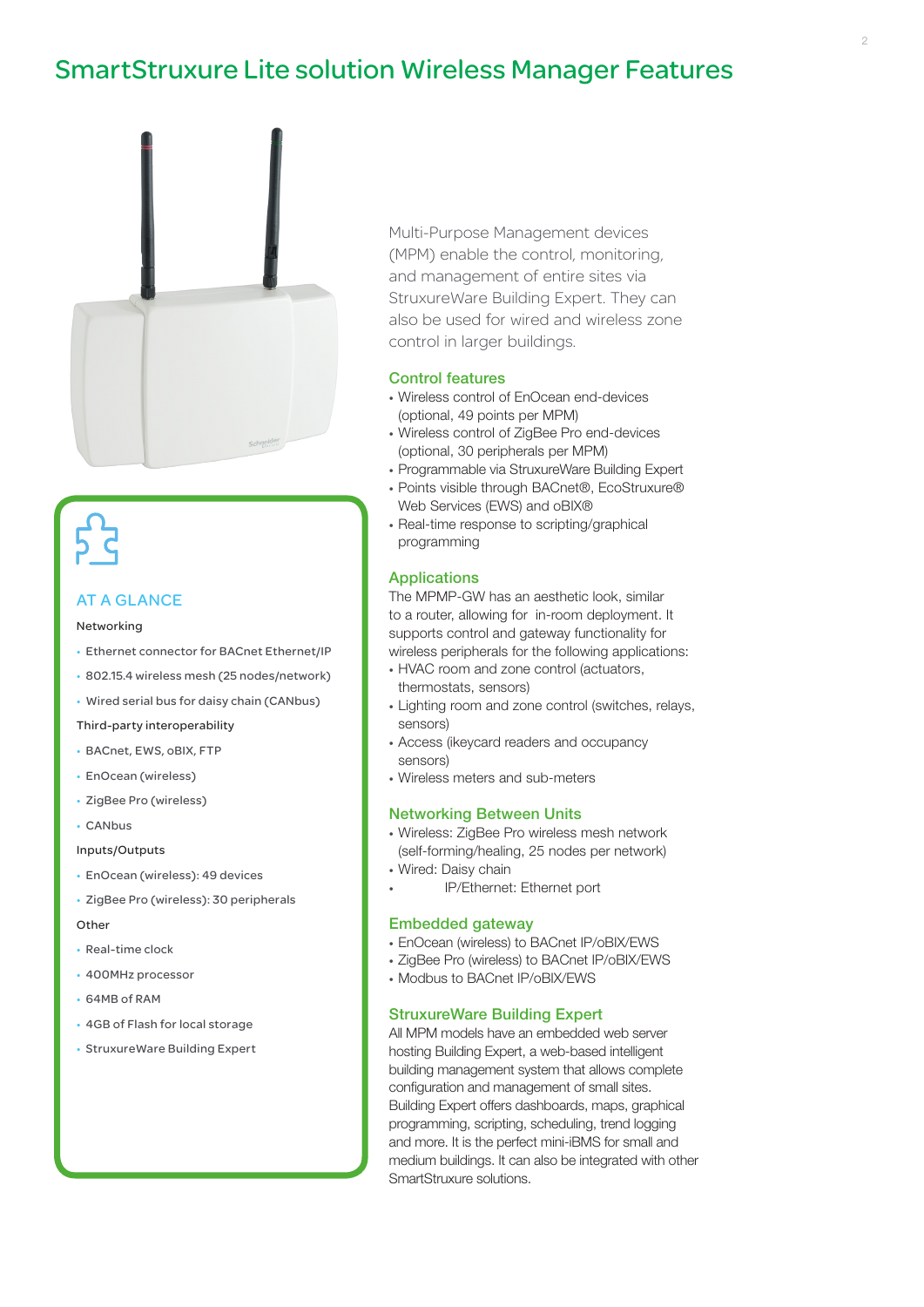# SmartStruxure Lite solution Wireless Manager Features

Multi-Purpose Management devices (MPM) enable the control, monitoring, and management of entire sites via StruxureWare Building Expert. They can also be used for wired and wireless zone control in larger buildings.

## Control features

- Wireless control of EnOcean end-devices (optional, 49 points per MPM)
- Wireless control of ZigBee Pro end-devices (optional, 30 peripherals per MPM)
- Programmable via StruxureWare Building Expert
- Points visible through BACnet®, EcoStruxure® Web Services (EWS) and oBIX®
- Real-time response to scripting/graphical programming

## Applications

The MPMP-GW has an aesthetic look, similar to a router, allowing for in-room deployment. It supports control and gateway functionality for wireless peripherals for the following applications:

- HVAC room and zone control (actuators, thermostats, sensors)
- Lighting room and zone control (switches, relays, sensors)
- Access (ikeycard readers and occupancy sensors)
- Wireless meters and sub-meters

## Networking Between Units

- Wireless: ZigBee Pro wireless mesh network (self-forming/healing, 25 nodes per network)
- Wired: Daisy chain
- IP/Ethernet: Ethernet port

## Embedded gateway

- EnOcean (wireless) to BACnet IP/oBIX/EWS
- ZigBee Pro (wireless) to BACnet IP/oBIX/EWS
- Modbus to BACnet IP/oBIX/EWS

## StruxureWare Building Expert

All MPM models have an embedded web server hosting Building Expert, a web-based intelligent building management system that allows complete configuration and management of small sites. Building Expert offers dashboards, maps, graphical programming, scripting, scheduling, trend logging and more. It is the perfect mini-iBMS for small and medium buildings. It can also be integrated with other SmartStruxure solutions.

## AT A GLANCE

Networking

- Ethernet connector for BACnet Ethernet/IP
- 802.15.4 wireless mesh (25 nodes/network)
- Wired serial bus for daisy chain (CANbus)

Third-party interoperability

- BACnet, EWS, oBIX, FTP
- EnOcean (wireless)
- ZigBee Pro (wireless)
- CANbus

Inputs/Outputs

- EnOcean (wireless): 49 devices
- ZigBee Pro (wireless): 30 peripherals

Other

- Real-time clock
- 400MHz processor
- 64MB of RAM
- 4GB of Flash for local storage
- StruxureWare Building Expert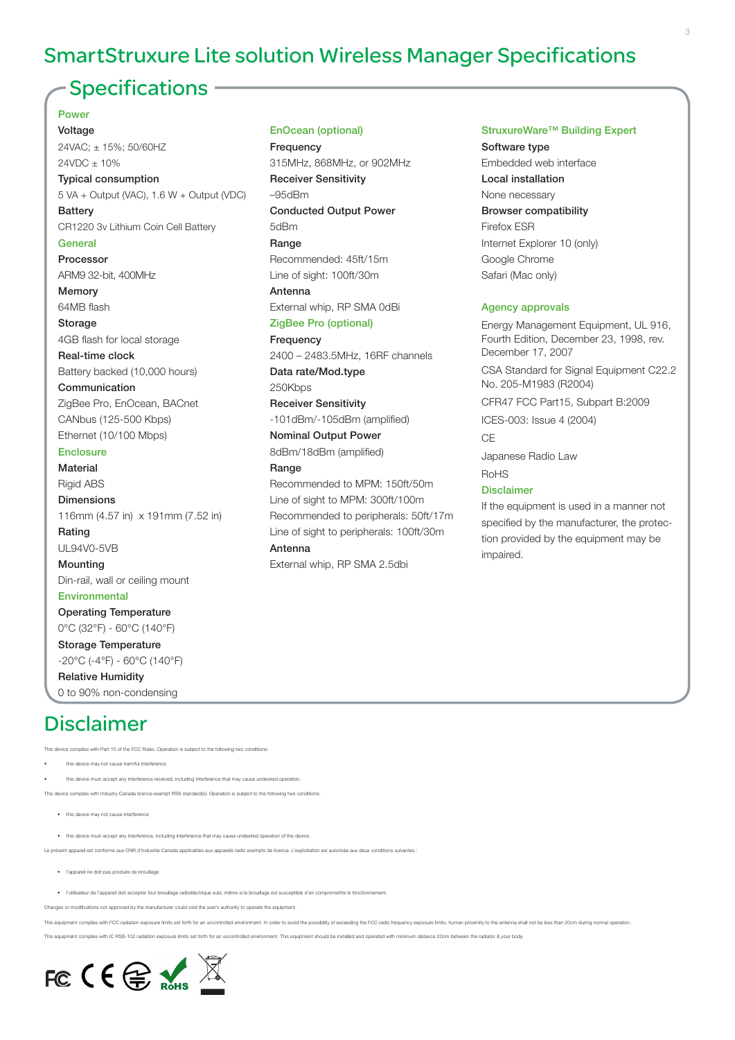# SmartStruxure Lite solution Wireless Manager Specifications

## Specifications

### Power

**Voltage**

24VAC; ± 15%; 50/60HZ

24VDC ± 10%

**Typical consumption**

5 VA + Output (VAC), 1.6 W + Output (VDC)

**Battery**

CR1220 3v Lithium Coin Cell Battery

### General

**Processor**

ARM9 32-bit, 400MHz

**Memory**

64MB flash

**Storage**

4GB flash for local storage

**Real-time clock**

Battery backed (10,000 hours)

**Communication**

ZigBee Pro, EnOcean, BACnet

CANbus (125-500 Kbps)

Ethernet (10/100 Mbps)

### Enclosure

**Material**

Rigid ABS

**Dimensions**

116mm (4.57 in) x 191mm (7.52 in)

**Rating**

UL94V0-5VB

**Mounting**

Din-rail, wall or ceiling mount

### Environmental

**Operating Temperature**

0°C (32°F) - 60°C (140°F)

**Storage Temperature**

-20°C (-4°F) - 60°C (140°F)

**Relative Humidity**

0 to 90% non-condensing

### EnOcean (optional)

**Frequency**

315MHz, 868MHz, or 902MHz

**Receiver Sensitivity**

–95dBm

**Conducted Output Power**

5dBm

**Range**

Recommended: 45ft/15m

Line of sight: 100ft/30m

**Antenna**

External whip, RP SMA 0dBi

### ZigBee Pro (optional)

**Frequency**

2400 – 2483.5MHz, 16RF channels

**Data rate/Mod.type**

250Kbps

**Receiver Sensitivity**

-101dBm/-105dBm (amplified)

**Nominal Output Power**

8dBm/18dBm (amplified)

**Range**

Recommended to MPM: 150ft/50m

Line of sight to MPM: 300ft/100m

Recommended to peripherals: 50ft/17m

Line of sight to peripherals: 100ft/30m

**Antenna**

External whip, RP SMA 2.5dbi

### StruxureWare™ Building Expert

**Software type**

Embedded web interface

**Local installation**

None necessary

**Browser compatibility**

Firefox ESR

Internet Explorer 10 (only)

Google Chrome

Safari (Mac only)

### Agency approvals

Energy Management Equipment, UL 916, Fourth Edition, December 23, 1998, rev. December 17, 2007

CSA Standard for Signal Equipment C22.2 No. 205-M1983 (R2004)

CFR47 FCC Part15, Subpart B:2009

ICES-003: Issue 4 (2004)

CE

Japanese Radio Law

RoHS

### Disclaimer

If the equipment is used in a manner not specified by the manufacturer, the protection provided by the equipment may be impaired.

## Disclaimer

This device complies with Part 15 of the FCC Rules. Operation is subject to the following two conditions:

- this device may not cause harmful interference
- this device must accept any interference received, including interference that may cause undesired operation.

This device complies with Industry Canada licence-exempt RSS standard(s). Operation is subject to the following two conditions:

- this device may not cause interference
- this device must accept any interference, including interference that may cause undesired operation of the device.

Le présent appareil est conforme aux CNR d'Industrie Canada applicables aux appareils radio exempts de licence. L'exploitation est autorisée aux deux conditions suivantes :

- l'appareil ne doit pas produire de brouillage
- l'utilisateur de l'appareil doit accepter tout brouillage radioélectrique subi, même si le brouillage est susceptible d'en compromettre le fonctionnement.

Changes or modifications not approved by the manufacturer could void the user's authority to operate the equipment.

This equipment complies with FCC radiation exposure limits set forth for an uncontrolled environment. In order to avoid the possibility of exceeding the FCC radio frequency exposure limits, human proximity to the antenna shall not be less than 20cm during normal operation.

This equipment complies with IC RSS-102 radiation exposure limits set forth for an uncontrolled environment. This equipment should be installed and operated with minimum distance 20cm between the radiator & your body.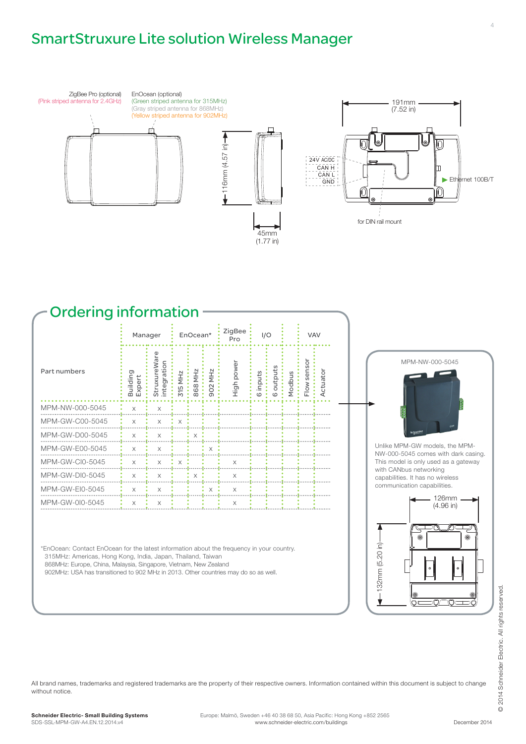# SmartStruxure Lite solution Wireless Manager

ZigBee Pro (optional)
(Pink striped antenna for 2.4GHz)

EnOcean (optional)
(Green striped antenna for 315MHz)
(Gray striped antenna for 868MHz)
(Yellow striped antenna for 902MHz)

116mm (4.57 in)

45mm
(1.77 in)

191mm
(7.52 in)

24V AC/DC
CAN H
CAN L
GND

Ethernet 100B/T

for DIN rail mount

## Ordering information

| Part numbers | Manager | | EnOcean* | | | ZigBee Pro | I/O | | | VAV | |
|---|---|---|---|---|---|---|---|---|---|---|---|
| | Building Expert | StruxureWare integration | 315 MHz | 868 MHz | 902 MHz | High power | 6 inputs | 6 outputs | Modbus | Flow sensor | Actuator |
| MPM-NW-000-5045 | x | x | | | | | | | | | |
| MPM-GW-C00-5045 | x | x | x | | | | | | | | |
| MPM-GW-D00-5045 | x | x | | x | | | | | | | |
| MPM-GW-E00-5045 | x | x | | | x | | | | | | |
| MPM-GW-CI0-5045 | x | x | x | | | x | | | | | |
| MPM-GW-DI0-5045 | x | x | | x | | x | | | | | |
| MPM-GW-EI0-5045 | x | x | | | x | x | | | | | |
| MPM-GW-0I0-5045 | x | x | | | | x | | | | | |

*EnOcean: Contact EnOcean for the latest information about the frequency in your country.
315MHz: Americas, Hong Kong, India, Japan, Thailand, Taiwan
868MHz: Europe, China, Malaysia, Singapore, Vietnam, New Zealand
902MHz: USA has transitioned to 902 MHz in 2013. Other countries may do so as well.

MPM-NW-000-5045

Unlike MPM-GW models, the MPM-NW-000-5045 comes with dark casing. This model is only used as a gateway with CANbus networking capabilities. It has no wireless communication capabilities.

126mm
(4.96 in)

132mm (5.20 in)

All brand names, trademarks and registered trademarks are the property of their respective owners. Information contained within this document is subject to change without notice.

**Schneider Electric- Small Building Systems**
SDS-SSL-MPM-GW-A4.EN.12.2014.v4

Europe: Malmö, Sweden +46 40 38 68 50, Asia Pacific: Hong Kong +852 2565
www.schneider-electric.com/buildings

December 2014

© 2014 Schneider Electric. All rights reserved.